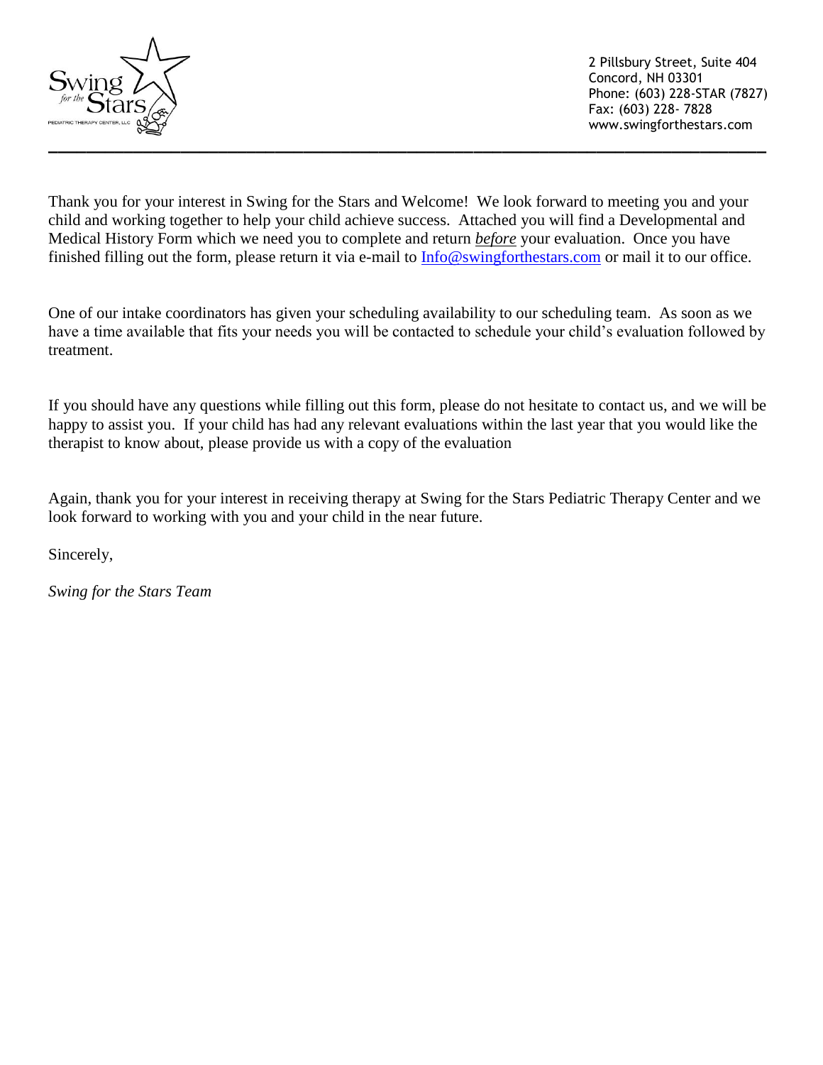Swing *for the* Stars
PEDIATRIC THERAPY CENTER, LLC

2 Pillsbury Street, Suite 404
Concord, NH 03301
Phone: (603) 228-STAR (7827)
Fax: (603) 228- 7828
www.swingforthestars.com

---

Thank you for your interest in Swing for the Stars and Welcome! We look forward to meeting you and your child and working together to help your child achieve success. Attached you will find a Developmental and Medical History Form which we need you to complete and return ***before*** your evaluation. Once you have finished filling out the form, please return it via e-mail to [Info@swingforthestars.com](mailto:Info@swingforthestars.com) or mail it to our office.

One of our intake coordinators has given your scheduling availability to our scheduling team. As soon as we have a time available that fits your needs you will be contacted to schedule your child's evaluation followed by treatment.

If you should have any questions while filling out this form, please do not hesitate to contact us, and we will be happy to assist you. If your child has had any relevant evaluations within the last year that you would like the therapist to know about, please provide us with a copy of the evaluation

Again, thank you for your interest in receiving therapy at Swing for the Stars Pediatric Therapy Center and we look forward to working with you and your child in the near future.

Sincerely,

*Swing for the Stars Team*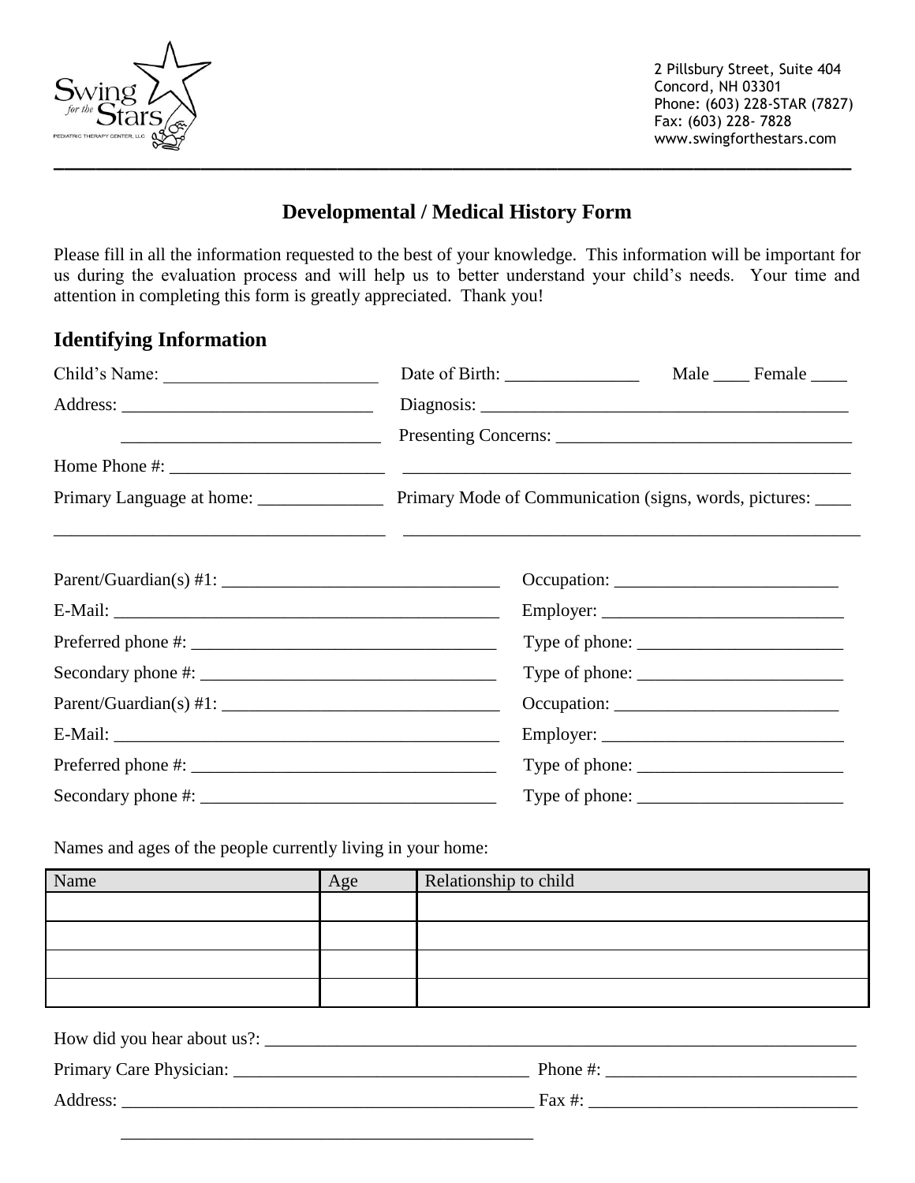Swing *for the* Stars
PEDIATRIC THERAPY CENTER, LLC

2 Pillsbury Street, Suite 404
Concord, NH 03301
Phone: (603) 228-STAR (7827)
Fax: (603) 228- 7828
www.swingforthestars.com

## Developmental / Medical History Form

Please fill in all the information requested to the best of your knowledge. This information will be important for us during the evaluation process and will help us to better understand your child's needs. Your time and attention in completing this form is greatly appreciated. Thank you!

## Identifying Information

Child's Name: ________________________ Date of Birth: _______________ Male ____ Female ____

Address: ____________________________ Diagnosis: _________________________________________

_____________________________ Presenting Concerns: _________________________________

Home Phone #: ________________________ _____________________________________________________

Primary Language at home: ______________ Primary Mode of Communication (signs, words, pictures: ____

_____________________________________ _____________________________________________________

Parent/Guardian(s) #1: _______________________________ Occupation: _________________________

E-Mail: ___________________________________________ Employer: ___________________________

Preferred phone #: _________________________________ Type of phone: _______________________

Secondary phone #: ________________________________ Type of phone: _______________________

Parent/Guardian(s) #1: _______________________________ Occupation: _________________________

E-Mail: ___________________________________________ Employer: ___________________________

Preferred phone #: _________________________________ Type of phone: _______________________

Secondary phone #: ________________________________ Type of phone: _______________________

Names and ages of the people currently living in your home:

| Name | Age | Relationship to child |
|---|---|---|
| | | |
| | | |
| | | |
| | | |

How did you hear about us?: ____________________________________________________________________

Primary Care Physician: _________________________________ Phone #: ____________________________

Address: _______________________________________________ Fax #: ______________________________

_______________________________________________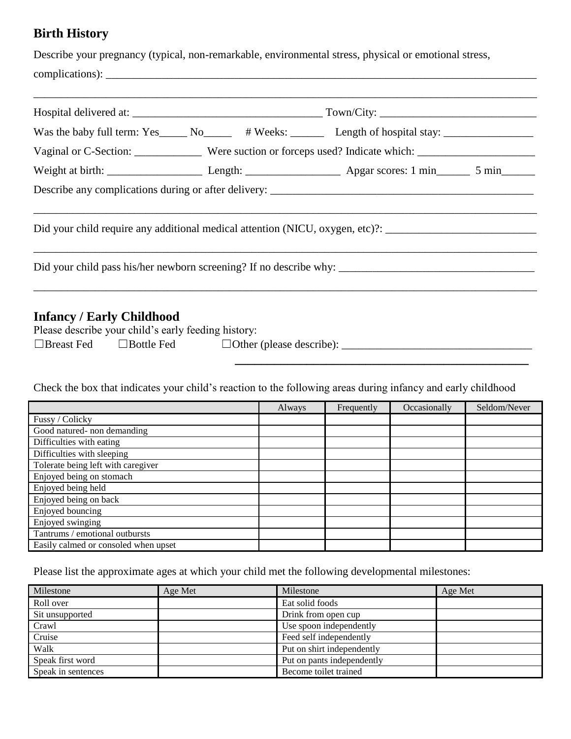## Birth History

Describe your pregnancy (typical, non-remarkable, environmental stress, physical or emotional stress, complications): ___________________________________________________________________________

___________________________________________________________________________

Hospital delivered at: ________________________________ Town/City: __________________________

Was the baby full term: Yes_____ No_____ # Weeks: ______ Length of hospital stay: ________________

Vaginal or C-Section: ____________ Were suction or forceps used? Indicate which: _____________________

Weight at birth: ________________ Length: ________________ Apgar scores: 1 min______ 5 min______

Describe any complications during or after delivery: _______________________________________________

___________________________________________________________________________

Did your child require any additional medical attention (NICU, oxygen, etc)?: __________________________

___________________________________________________________________________

Did your child pass his/her newborn screening? If no describe why: __________________________________

___________________________________________________________________________

## Infancy / Early Childhood

Please describe your child's early feeding history:

☐Breast Fed ☐Bottle Fed ☐Other (please describe): _________________________________

___________________________________________________

Check the box that indicates your child's reaction to the following areas during infancy and early childhood

| | Always | Frequently | Occasionally | Seldom/Never |
|---|---|---|---|---|
| Fussy / Colicky | | | | |
| Good natured- non demanding | | | | |
| Difficulties with eating | | | | |
| Difficulties with sleeping | | | | |
| Tolerate being left with caregiver | | | | |
| Enjoyed being on stomach | | | | |
| Enjoyed being held | | | | |
| Enjoyed being on back | | | | |
| Enjoyed bouncing | | | | |
| Enjoyed swinging | | | | |
| Tantrums / emotional outbursts | | | | |
| Easily calmed or consoled when upset | | | | |

Please list the approximate ages at which your child met the following developmental milestones:

| Milestone | Age Met | Milestone | Age Met |
|---|---|---|---|
| Roll over | | Eat solid foods | |
| Sit unsupported | | Drink from open cup | |
| Crawl | | Use spoon independently | |
| Cruise | | Feed self independently | |
| Walk | | Put on shirt independently | |
| Speak first word | | Put on pants independently | |
| Speak in sentences | | Become toilet trained | |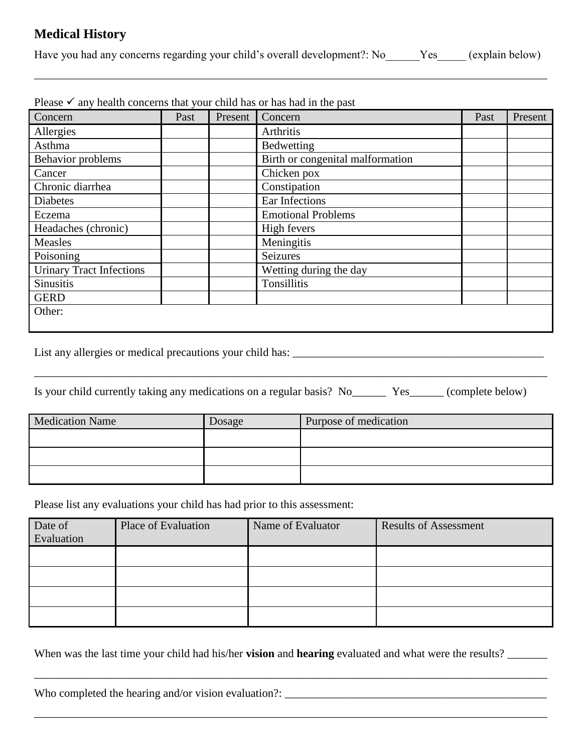## Medical History

Have you had any concerns regarding your child's overall development?: No______Yes_____ (explain below)

_______________________________________________________________________________________

Please ✓ any health concerns that your child has or has had in the past

| Concern | Past | Present | Concern | Past | Present |
|---|---|---|---|---|---|
| Allergies | | | Arthritis | | |
| Asthma | | | Bedwetting | | |
| Behavior problems | | | Birth or congenital malformation | | |
| Cancer | | | Chicken pox | | |
| Chronic diarrhea | | | Constipation | | |
| Diabetes | | | Ear Infections | | |
| Eczema | | | Emotional Problems | | |
| Headaches (chronic) | | | High fevers | | |
| Measles | | | Meningitis | | |
| Poisoning | | | Seizures | | |
| Urinary Tract Infections | | | Wetting during the day | | |
| Sinusitis | | | Tonsillitis | | |
| GERD | | | | | |
| Other: | | | | | |

List any allergies or medical precautions your child has: ____________________________________________

_______________________________________________________________________________________

Is your child currently taking any medications on a regular basis? No______ Yes______ (complete below)

| Medication Name | Dosage | Purpose of medication |
|---|---|---|
| | | |
| | | |
| | | |

Please list any evaluations your child has had prior to this assessment:

| Date of Evaluation | Place of Evaluation | Name of Evaluator | Results of Assessment |
|---|---|---|---|
| | | | |
| | | | |
| | | | |
| | | | |

When was the last time your child had his/her **vision** and **hearing** evaluated and what were the results? _______

_______________________________________________________________________________________

Who completed the hearing and/or vision evaluation?: _______________________________________________

_______________________________________________________________________________________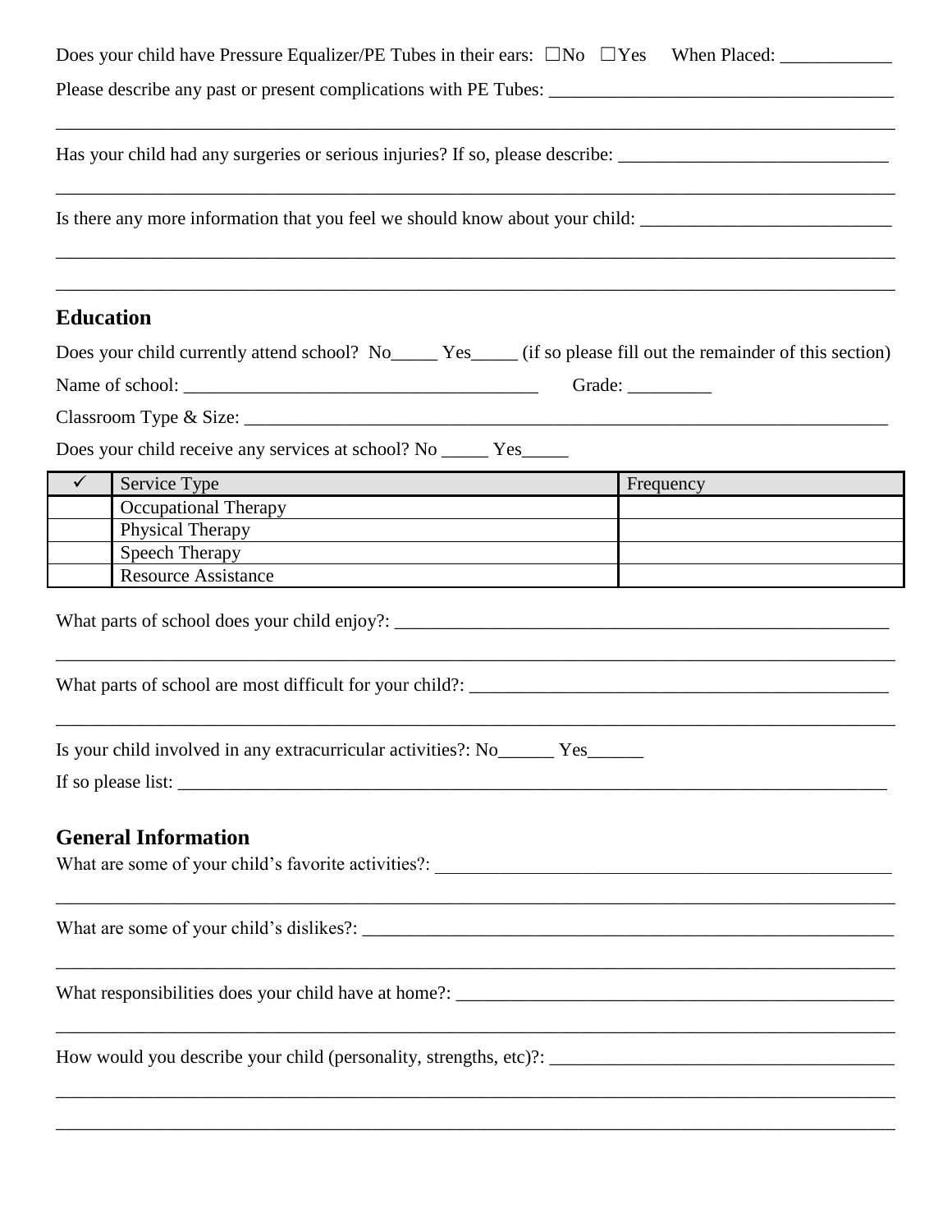Does your child have Pressure Equalizer/PE Tubes in their ears: ☐No ☐Yes When Placed: ____________

Please describe any past or present complications with PE Tubes: ____________________________________

______________________________________________________________________________________

Has your child had any surgeries or serious injuries? If so, please describe: _____________________________

______________________________________________________________________________________

Is there any more information that you feel we should know about your child: ___________________________

______________________________________________________________________________________

______________________________________________________________________________________

## Education

Does your child currently attend school? No_____ Yes_____ (if so please fill out the remainder of this section)

Name of school: ______________________________________ Grade: _________

Classroom Type & Size: _________________________________________________________________________

Does your child receive any services at school? No _____ Yes_____

| ✓ | Service Type | Frequency |
|---|---|---|
| | Occupational Therapy | |
| | Physical Therapy | |
| | Speech Therapy | |
| | Resource Assistance | |

What parts of school does your child enjoy?: ______________________________________________________

______________________________________________________________________________________

What parts of school are most difficult for your child?: _____________________________________________

______________________________________________________________________________________

Is your child involved in any extracurricular activities?: No______ Yes______

If so please list: ______________________________________________________________________________

## General Information

What are some of your child's favorite activities?: __________________________________________________

______________________________________________________________________________________

What are some of your child's dislikes?: ___________________________________________________________

______________________________________________________________________________________

What responsibilities does your child have at home?: _______________________________________________

______________________________________________________________________________________

How would you describe your child (personality, strengths, etc)?: _____________________________________

______________________________________________________________________________________

______________________________________________________________________________________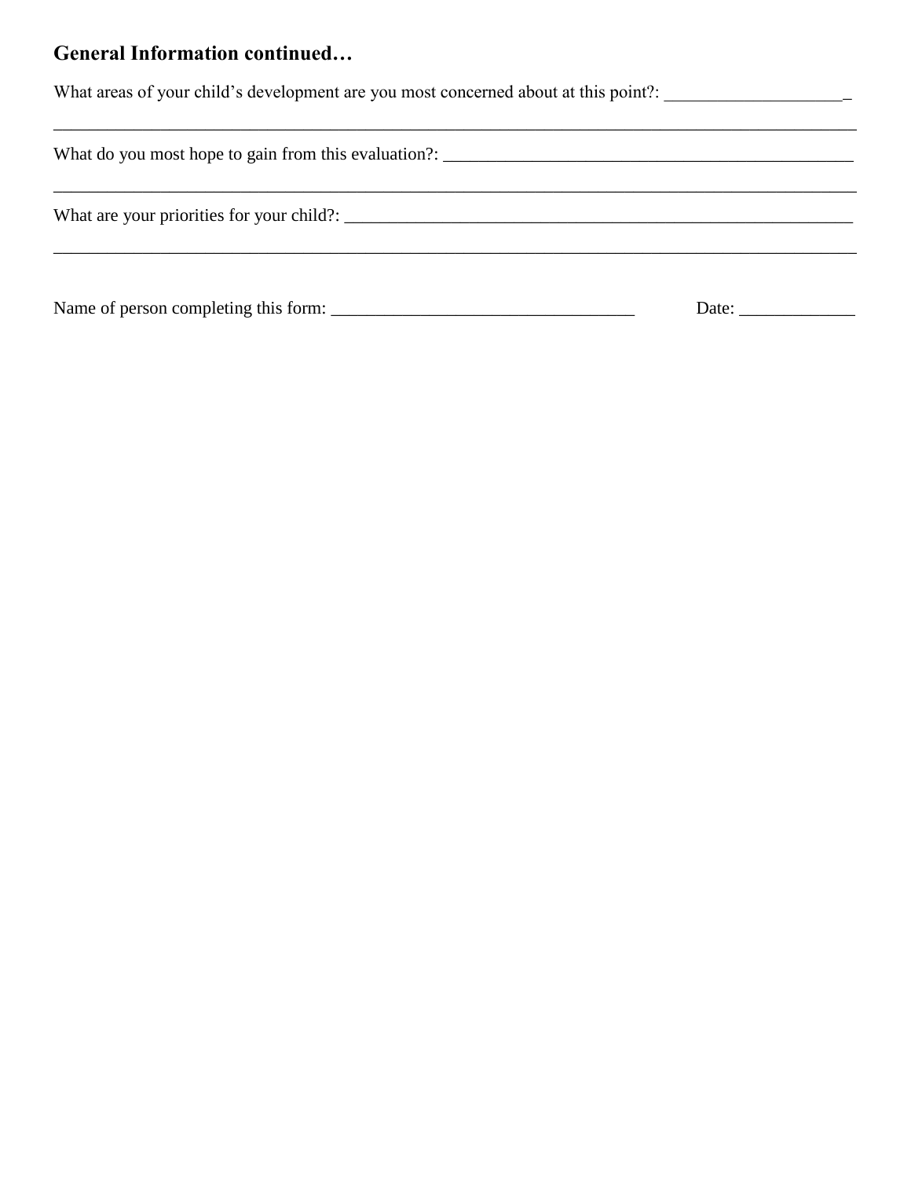## General Information continued…

What areas of your child's development are you most concerned about at this point?: ____________________

________________________________________________________________________________________________

What do you most hope to gain from this evaluation?: ______________________________________________

________________________________________________________________________________________________

What are your priorities for your child?: _____________________________________________________________

________________________________________________________________________________________________

Name of person completing this form: __________________________________ Date: _____________